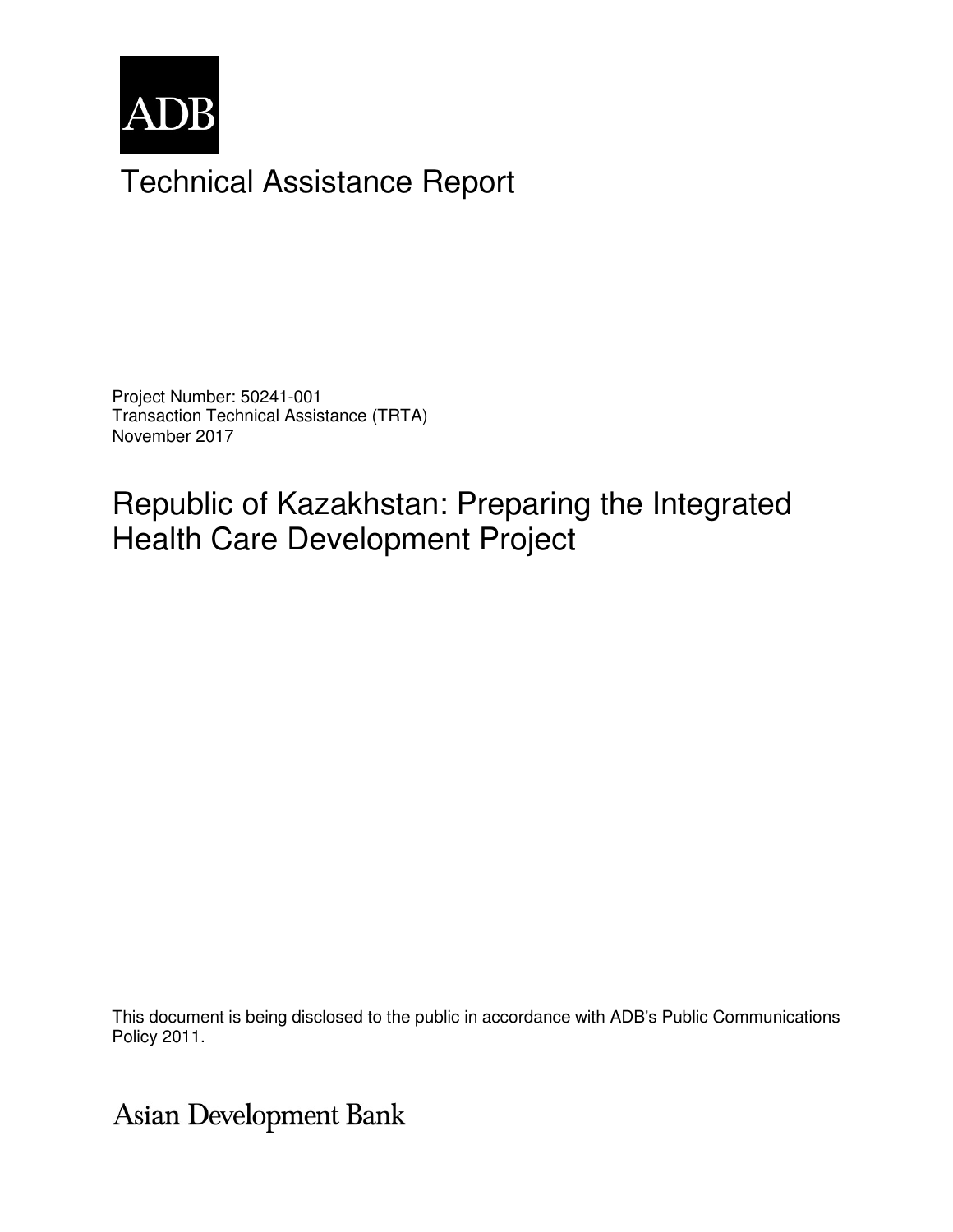ADB

# Technical Assistance Report

Project Number: 50241-001
Transaction Technical Assistance (TRTA)
November 2017

## Republic of Kazakhstan: Preparing the Integrated Health Care Development Project

This document is being disclosed to the public in accordance with ADB's Public Communications Policy 2011.

Asian Development Bank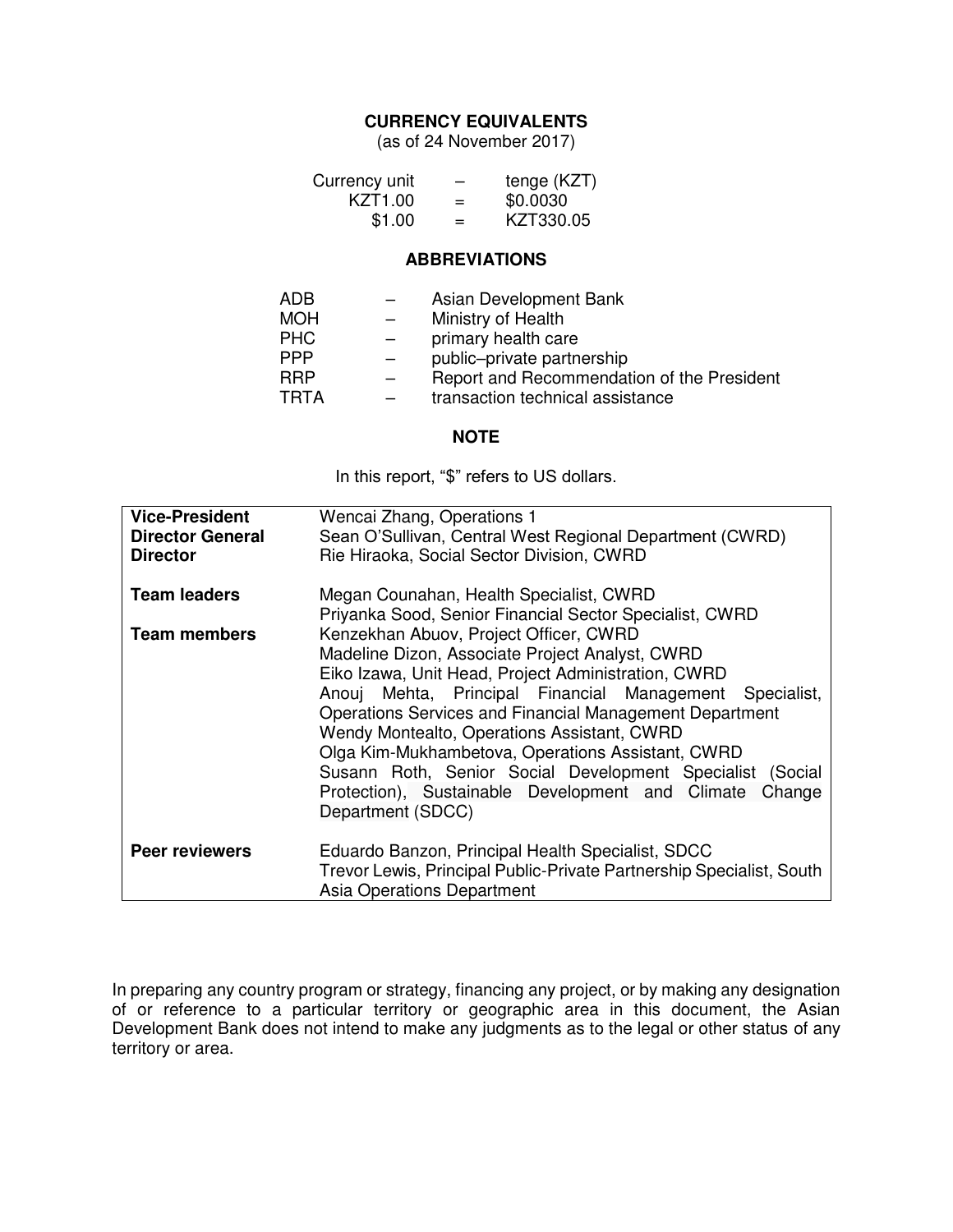## CURRENCY EQUIVALENTS

(as of 24 November 2017)

| Currency unit | – | tenge (KZT) |
|---|---|---|
| KZT1.00 | = | $0.0030 |
| $1.00 | = | KZT330.05 |

## ABBREVIATIONS

| | | |
|---|---|---|
| ADB | – | Asian Development Bank |
| MOH | – | Ministry of Health |
| PHC | – | primary health care |
| PPP | – | public–private partnership |
| RRP | – | Report and Recommendation of the President |
| TRTA | – | transaction technical assistance |

## NOTE

In this report, "$" refers to US dollars.

| | |
|---|---|
| **Vice-President** | Wencai Zhang, Operations 1 |
| **Director General** | Sean O'Sullivan, Central West Regional Department (CWRD) |
| **Director** | Rie Hiraoka, Social Sector Division, CWRD |
| **Team leaders** | Megan Counahan, Health Specialist, CWRD<br>Priyanka Sood, Senior Financial Sector Specialist, CWRD |
| **Team members** | Kenzekhan Abuov, Project Officer, CWRD<br>Madeline Dizon, Associate Project Analyst, CWRD<br>Eiko Izawa, Unit Head, Project Administration, CWRD<br>Anouj Mehta, Principal Financial Management Specialist, Operations Services and Financial Management Department<br>Wendy Montealto, Operations Assistant, CWRD<br>Olga Kim-Mukhambetova, Operations Assistant, CWRD<br>Susann Roth, Senior Social Development Specialist (Social Protection), Sustainable Development and Climate Change Department (SDCC) |
| **Peer reviewers** | Eduardo Banzon, Principal Health Specialist, SDCC<br>Trevor Lewis, Principal Public-Private Partnership Specialist, South Asia Operations Department |

In preparing any country program or strategy, financing any project, or by making any designation of or reference to a particular territory or geographic area in this document, the Asian Development Bank does not intend to make any judgments as to the legal or other status of any territory or area.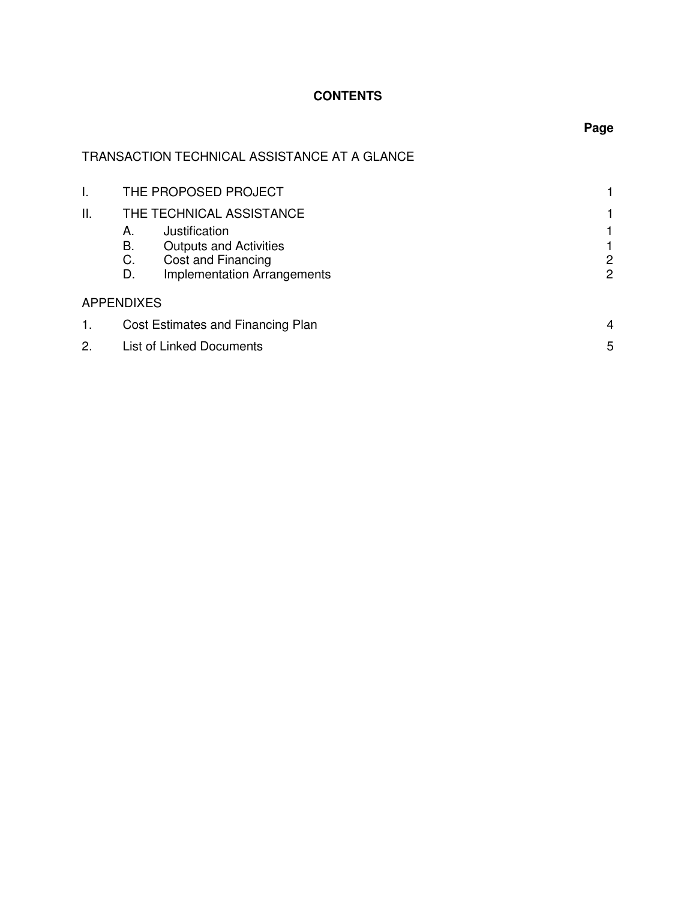**CONTENTS**

| | | Page |
|---|---|---|
| TRANSACTION TECHNICAL ASSISTANCE AT A GLANCE | | |
| I. | THE PROPOSED PROJECT | 1 |
| II. | THE TECHNICAL ASSISTANCE | 1 |
| | A. Justification | 1 |
| | B. Outputs and Activities | 1 |
| | C. Cost and Financing | 2 |
| | D. Implementation Arrangements | 2 |
| APPENDIXES | | |
| 1. | Cost Estimates and Financing Plan | 4 |
| 2. | List of Linked Documents | 5 |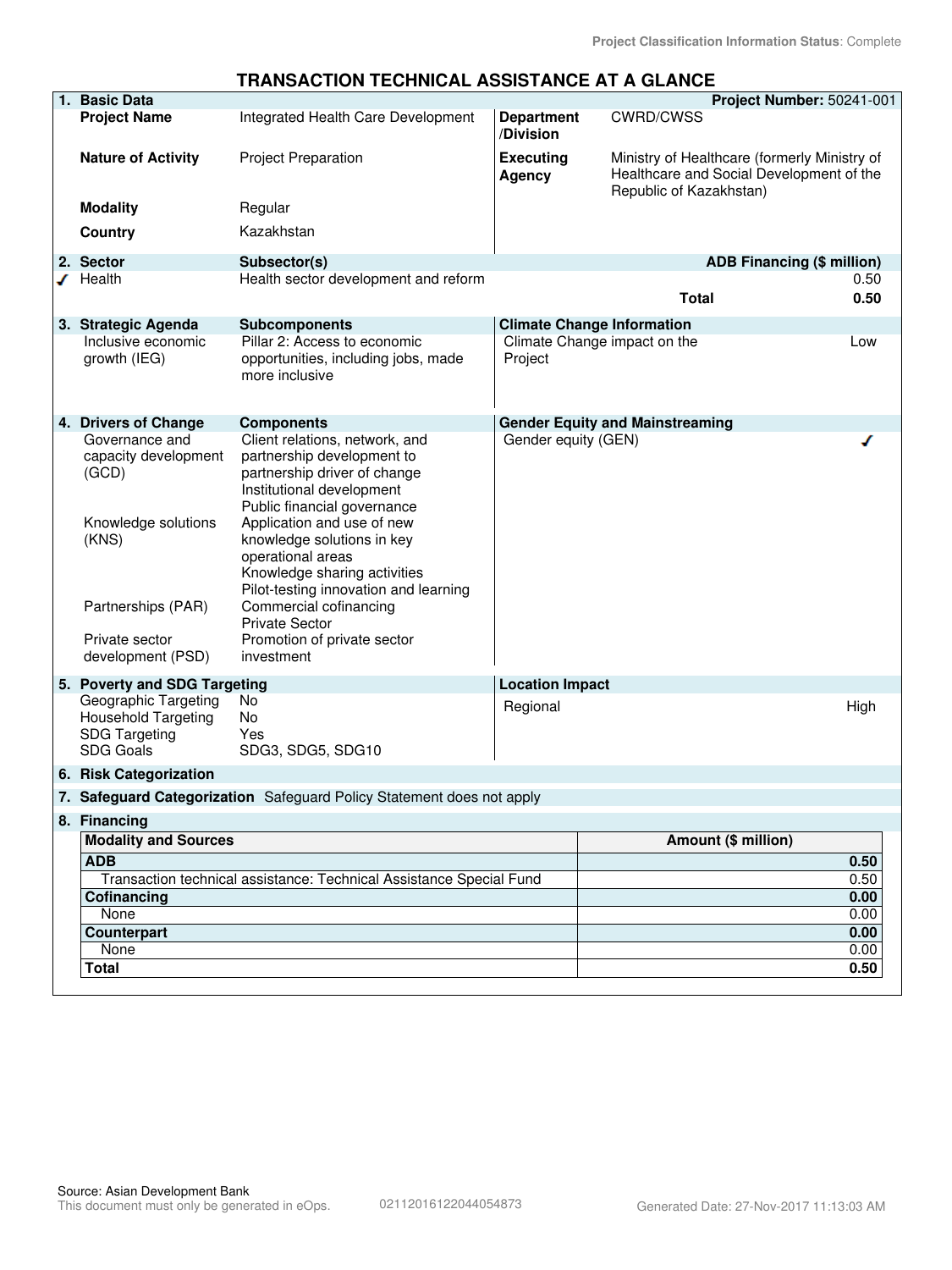Project Classification Information Status: Complete

# TRANSACTION TECHNICAL ASSISTANCE AT A GLANCE

## 1. Basic Data

**Project Number:** 50241-001

| | | | |
|---|---|---|---|
| **Project Name** | Integrated Health Care Development | **Department /Division** | CWRD/CWSS |
| **Nature of Activity** | Project Preparation | **Executing Agency** | Ministry of Healthcare (formerly Ministry of Healthcare and Social Development of the Republic of Kazakhstan) |
| **Modality** | Regular | | |
| **Country** | Kazakhstan | | |

## 2. Sector

| Sector | Subsector(s) | ADB Financing ($ million) |
|---|---|---|
| ✓ Health | Health sector development and reform | 0.50 |
| | **Total** | **0.50** |

## 3. Strategic Agenda

| Strategic Agenda | Subcomponents |
|---|---|
| Inclusive economic growth (IEG) | Pillar 2: Access to economic opportunities, including jobs, made more inclusive |

**Climate Change Information**

| | |
|---|---|
| Climate Change impact on the Project | Low |

## 4. Drivers of Change

| Drivers of Change | Components |
|---|---|
| Governance and capacity development (GCD) | Client relations, network, and partnership development to partnership driver of change<br>Institutional development<br>Public financial governance |
| Knowledge solutions (KNS) | Application and use of new knowledge solutions in key operational areas<br>Knowledge sharing activities<br>Pilot-testing innovation and learning |
| Partnerships (PAR) | Commercial cofinancing<br>Private Sector |
| Private sector development (PSD) | Promotion of private sector investment |

**Gender Equity and Mainstreaming**

| | |
|---|---|
| Gender equity (GEN) | ✓ |

## 5. Poverty and SDG Targeting

| | |
|---|---|
| Geographic Targeting | No |
| Household Targeting | No |
| SDG Targeting | Yes |
| SDG Goals | SDG3, SDG5, SDG10 |

**Location Impact**

| | |
|---|---|
| Regional | High |

## 6. Risk Categorization

## 7. Safeguard Categorization

Safeguard Policy Statement does not apply

## 8. Financing

| Modality and Sources | Amount ($ million) |
|---|---|
| **ADB** | **0.50** |
| Transaction technical assistance: Technical Assistance Special Fund | 0.50 |
| **Cofinancing** | **0.00** |
| None | 0.00 |
| **Counterpart** | **0.00** |
| None | 0.00 |
| **Total** | **0.50** |

Source: Asian Development Bank
This document must only be generated in eOps. 02112016122044054873 Generated Date: 27-Nov-2017 11:13:03 AM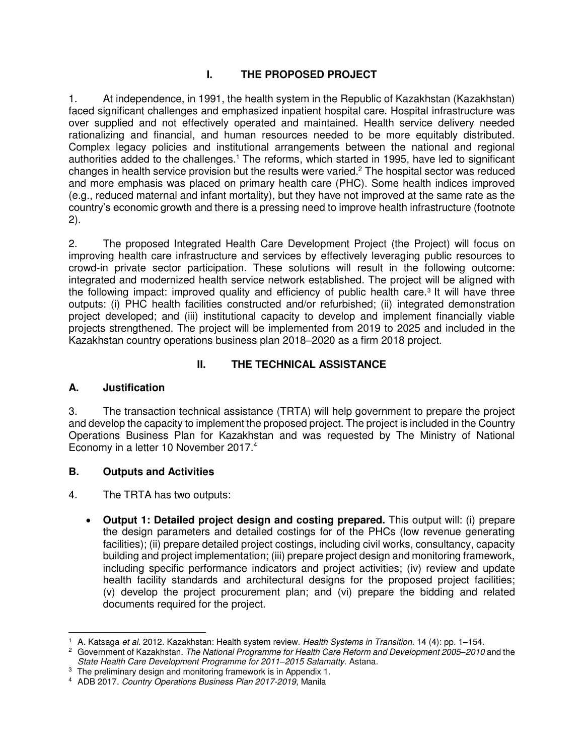# I. THE PROPOSED PROJECT

1. At independence, in 1991, the health system in the Republic of Kazakhstan (Kazakhstan) faced significant challenges and emphasized inpatient hospital care. Hospital infrastructure was over supplied and not effectively operated and maintained. Health service delivery needed rationalizing and financial, and human resources needed to be more equitably distributed. Complex legacy policies and institutional arrangements between the national and regional authorities added to the challenges.[1] The reforms, which started in 1995, have led to significant changes in health service provision but the results were varied.[2] The hospital sector was reduced and more emphasis was placed on primary health care (PHC). Some health indices improved (e.g., reduced maternal and infant mortality), but they have not improved at the same rate as the country's economic growth and there is a pressing need to improve health infrastructure (footnote 2).

2. The proposed Integrated Health Care Development Project (the Project) will focus on improving health care infrastructure and services by effectively leveraging public resources to crowd-in private sector participation. These solutions will result in the following outcome: integrated and modernized health service network established. The project will be aligned with the following impact: improved quality and efficiency of public health care.[3] It will have three outputs: (i) PHC health facilities constructed and/or refurbished; (ii) integrated demonstration project developed; and (iii) institutional capacity to develop and implement financially viable projects strengthened. The project will be implemented from 2019 to 2025 and included in the Kazakhstan country operations business plan 2018–2020 as a firm 2018 project.

# II. THE TECHNICAL ASSISTANCE

## A. Justification

3. The transaction technical assistance (TRTA) will help government to prepare the project and develop the capacity to implement the proposed project. The project is included in the Country Operations Business Plan for Kazakhstan and was requested by The Ministry of National Economy in a letter 10 November 2017.[4]

## B. Outputs and Activities

4. The TRTA has two outputs:

- **Output 1: Detailed project design and costing prepared.** This output will: (i) prepare the design parameters and detailed costings for of the PHCs (low revenue generating facilities); (ii) prepare detailed project costings, including civil works, consultancy, capacity building and project implementation; (iii) prepare project design and monitoring framework, including specific performance indicators and project activities; (iv) review and update health facility standards and architectural designs for the proposed project facilities; (v) develop the project procurement plan; and (vi) prepare the bidding and related documents required for the project.

---

[1] A. Katsaga *et al.* 2012. Kazakhstan: Health system review. *Health Systems in Transition.* 14 (4): pp. 1–154.

[2] Government of Kazakhstan. *The National Programme for Health Care Reform and Development 2005–2010* and the *State Health Care Development Programme for 2011–2015 Salamatty.* Astana.

[3] The preliminary design and monitoring framework is in Appendix 1.

[4] ADB 2017. *Country Operations Business Plan 2017-2019*, Manila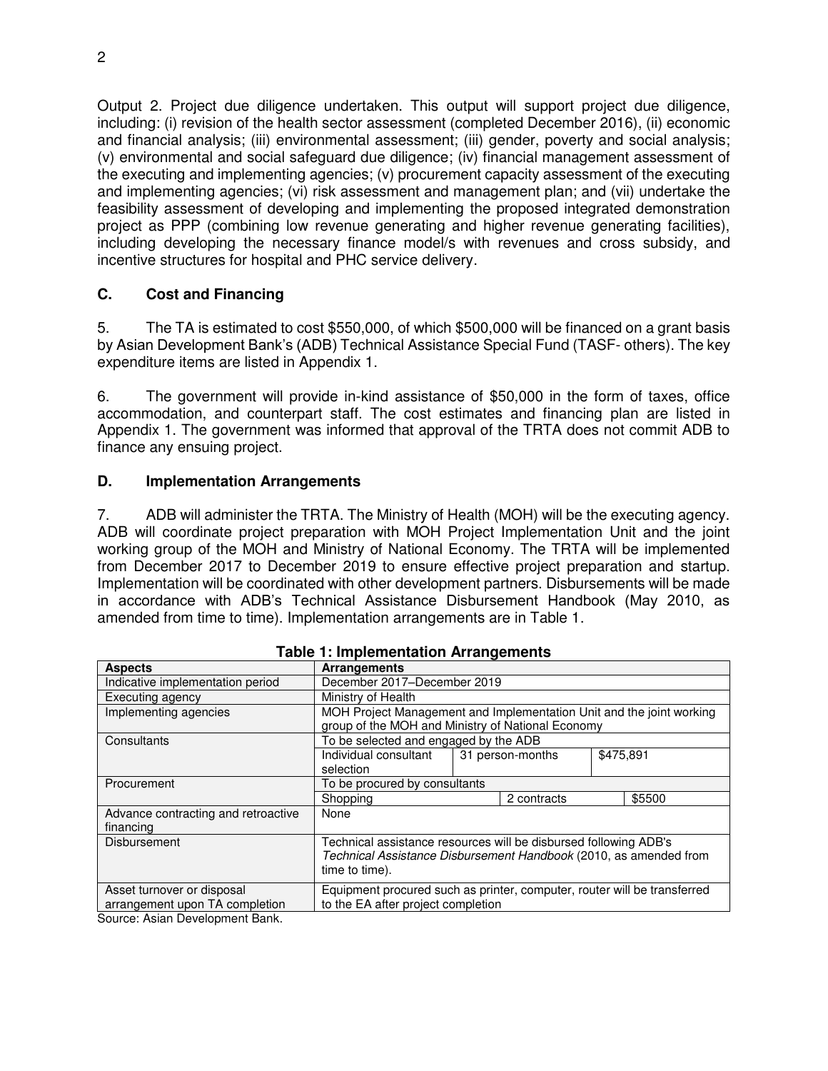Output 2. Project due diligence undertaken. This output will support project due diligence, including: (i) revision of the health sector assessment (completed December 2016), (ii) economic and financial analysis; (iii) environmental assessment; (iii) gender, poverty and social analysis; (v) environmental and social safeguard due diligence; (iv) financial management assessment of the executing and implementing agencies; (v) procurement capacity assessment of the executing and implementing agencies; (vi) risk assessment and management plan; and (vii) undertake the feasibility assessment of developing and implementing the proposed integrated demonstration project as PPP (combining low revenue generating and higher revenue generating facilities), including developing the necessary finance model/s with revenues and cross subsidy, and incentive structures for hospital and PHC service delivery.

### C. Cost and Financing

5. The TA is estimated to cost $550,000, of which $500,000 will be financed on a grant basis by Asian Development Bank's (ADB) Technical Assistance Special Fund (TASF- others). The key expenditure items are listed in Appendix 1.

6. The government will provide in-kind assistance of $50,000 in the form of taxes, office accommodation, and counterpart staff. The cost estimates and financing plan are listed in Appendix 1. The government was informed that approval of the TRTA does not commit ADB to finance any ensuing project.

### D. Implementation Arrangements

7. ADB will administer the TRTA. The Ministry of Health (MOH) will be the executing agency. ADB will coordinate project preparation with MOH Project Implementation Unit and the joint working group of the MOH and Ministry of National Economy. The TRTA will be implemented from December 2017 to December 2019 to ensure effective project preparation and startup. Implementation will be coordinated with other development partners. Disbursements will be made in accordance with ADB's Technical Assistance Disbursement Handbook (May 2010, as amended from time to time). Implementation arrangements are in Table 1.

**Table 1: Implementation Arrangements**

| Aspects | Arrangements | | |
|---|---|---|---|
| Indicative implementation period | December 2017–December 2019 | | |
| Executing agency | Ministry of Health | | |
| Implementing agencies | MOH Project Management and Implementation Unit and the joint working group of the MOH and Ministry of National Economy | | |
| Consultants | To be selected and engaged by the ADB | | |
| | Individual consultant selection | 31 person-months | $475,891 |
| Procurement | To be procured by consultants | | |
| | Shopping | 2 contracts | $5500 |
| Advance contracting and retroactive financing | None | | |
| Disbursement | Technical assistance resources will be disbursed following ADB's *Technical Assistance Disbursement Handbook* (2010, as amended from time to time). | | |
| Asset turnover or disposal arrangement upon TA completion | Equipment procured such as printer, computer, router will be transferred to the EA after project completion | | |

Source: Asian Development Bank.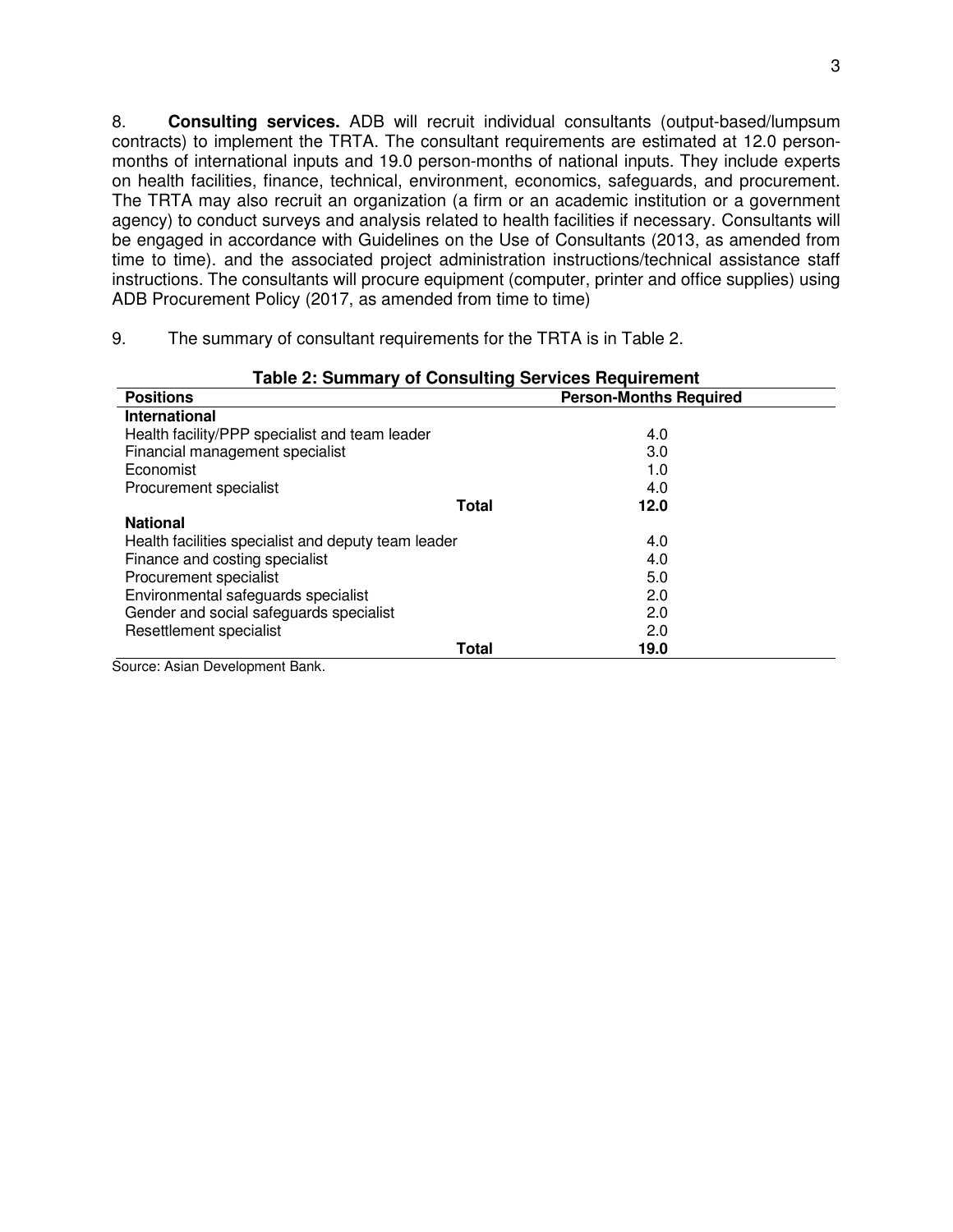8. **Consulting services.** ADB will recruit individual consultants (output-based/lumpsum contracts) to implement the TRTA. The consultant requirements are estimated at 12.0 person-months of international inputs and 19.0 person-months of national inputs. They include experts on health facilities, finance, technical, environment, economics, safeguards, and procurement. The TRTA may also recruit an organization (a firm or an academic institution or a government agency) to conduct surveys and analysis related to health facilities if necessary. Consultants will be engaged in accordance with Guidelines on the Use of Consultants (2013, as amended from time to time). and the associated project administration instructions/technical assistance staff instructions. The consultants will procure equipment (computer, printer and office supplies) using ADB Procurement Policy (2017, as amended from time to time)

9. The summary of consultant requirements for the TRTA is in Table 2.

**Table 2: Summary of Consulting Services Requirement**

| Positions | Person-Months Required |
|---|---|
| **International** | |
| Health facility/PPP specialist and team leader | 4.0 |
| Financial management specialist | 3.0 |
| Economist | 1.0 |
| Procurement specialist | 4.0 |
| **Total** | **12.0** |
| **National** | |
| Health facilities specialist and deputy team leader | 4.0 |
| Finance and costing specialist | 4.0 |
| Procurement specialist | 5.0 |
| Environmental safeguards specialist | 2.0 |
| Gender and social safeguards specialist | 2.0 |
| Resettlement specialist | 2.0 |
| **Total** | **19.0** |

Source: Asian Development Bank.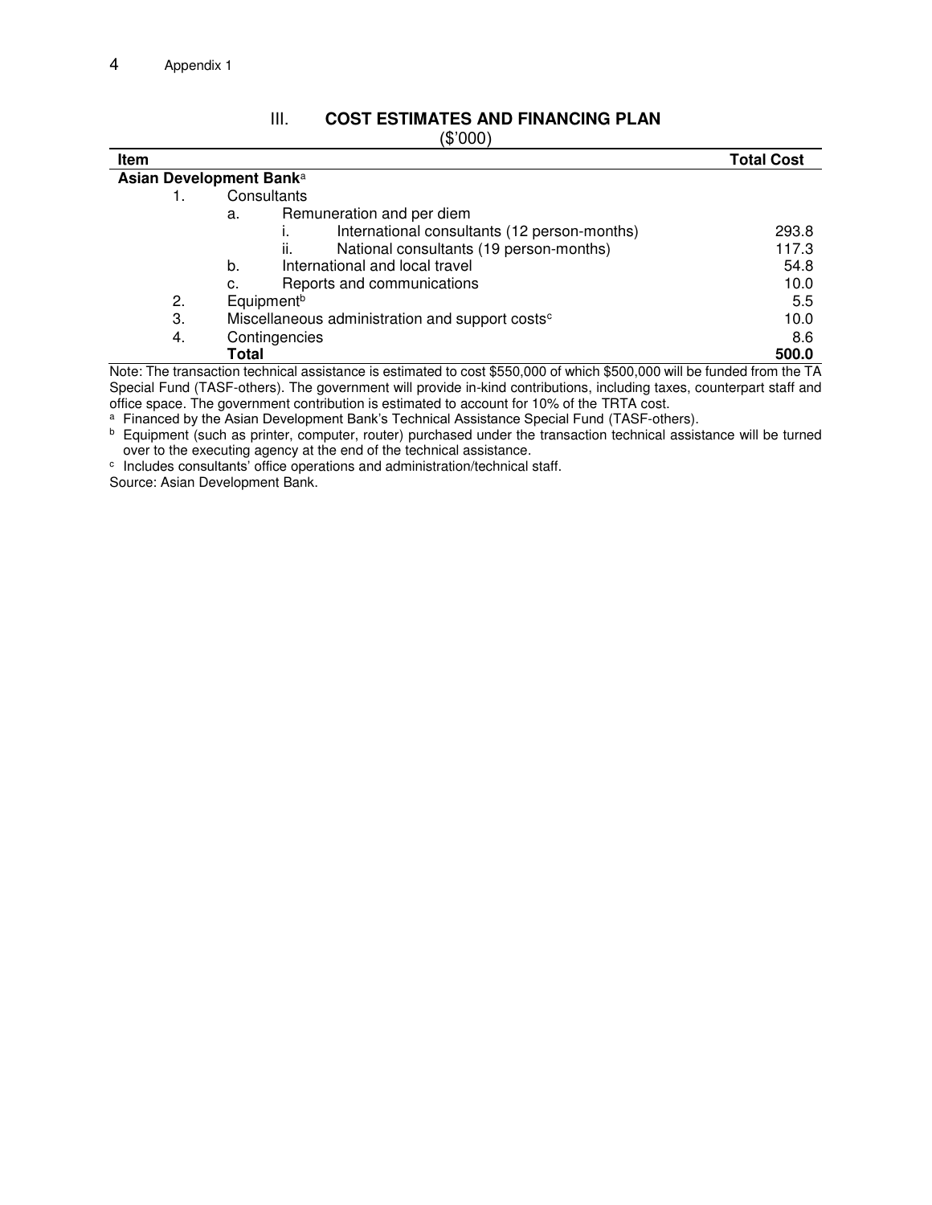## III. COST ESTIMATES AND FINANCING PLAN

($'000)

| Item | Total Cost |
|---|---|
| **Asian Development Bank**[a] | |
| 1. Consultants | |
| a. Remuneration and per diem | |
| i. International consultants (12 person-months) | 293.8 |
| ii. National consultants (19 person-months) | 117.3 |
| b. International and local travel | 54.8 |
| c. Reports and communications | 10.0 |
| 2. Equipment[b] | 5.5 |
| 3. Miscellaneous administration and support costs[c] | 10.0 |
| 4. Contingencies | 8.6 |
| **Total** | **500.0** |

Note: The transaction technical assistance is estimated to cost $550,000 of which $500,000 will be funded from the TA Special Fund (TASF-others). The government will provide in-kind contributions, including taxes, counterpart staff and office space. The government contribution is estimated to account for 10% of the TRTA cost.

[a] Financed by the Asian Development Bank's Technical Assistance Special Fund (TASF-others).

[b] Equipment (such as printer, computer, router) purchased under the transaction technical assistance will be turned over to the executing agency at the end of the technical assistance.

[c] Includes consultants' office operations and administration/technical staff.

Source: Asian Development Bank.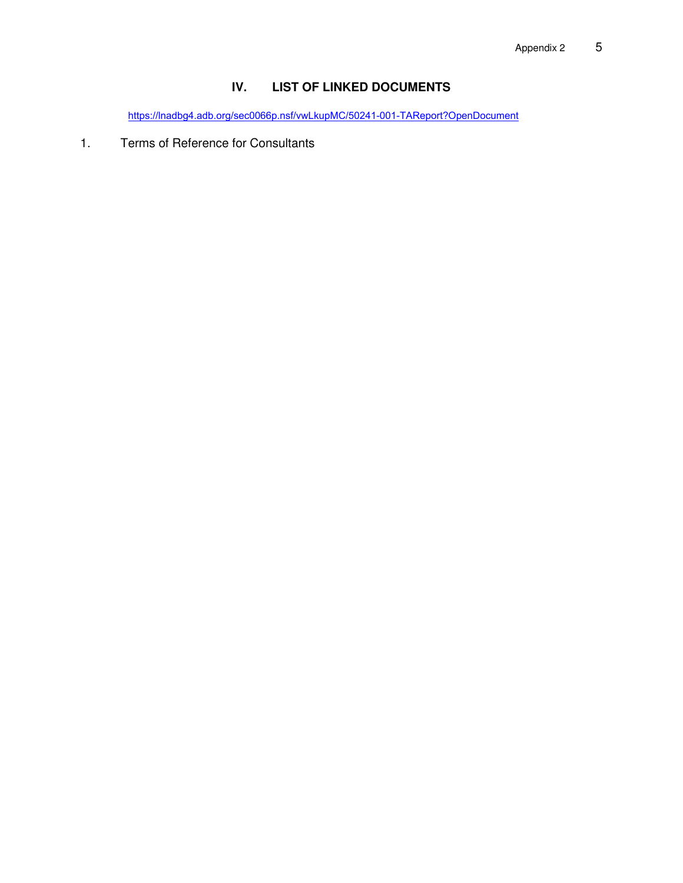## IV. LIST OF LINKED DOCUMENTS

https://lnadbg4.adb.org/sec0066p.nsf/vwLkupMC/50241-001-TAReport?OpenDocument

1. Terms of Reference for Consultants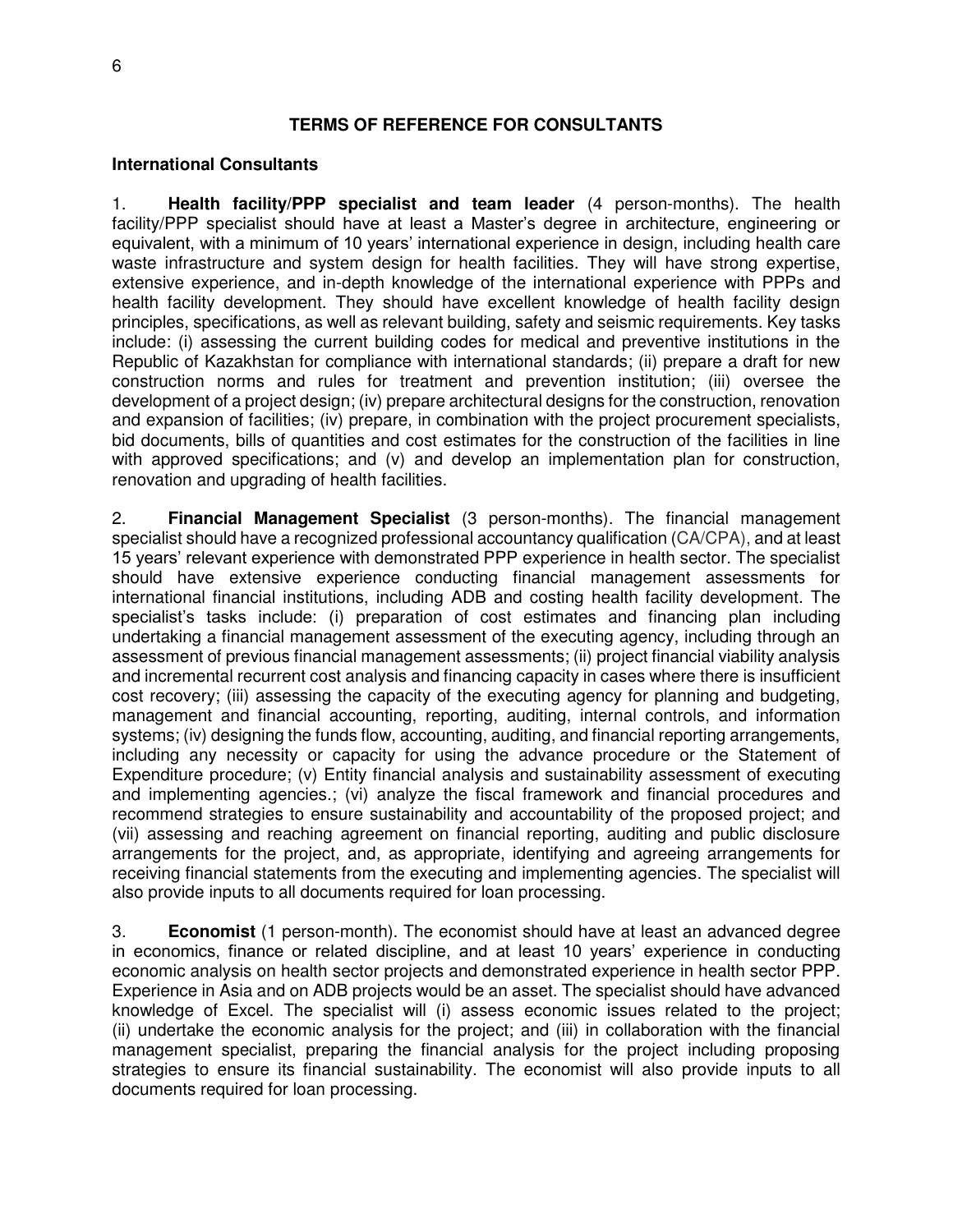## TERMS OF REFERENCE FOR CONSULTANTS

### International Consultants

1. **Health facility/PPP specialist and team leader** (4 person-months). The health facility/PPP specialist should have at least a Master's degree in architecture, engineering or equivalent, with a minimum of 10 years' international experience in design, including health care waste infrastructure and system design for health facilities. They will have strong expertise, extensive experience, and in-depth knowledge of the international experience with PPPs and health facility development. They should have excellent knowledge of health facility design principles, specifications, as well as relevant building, safety and seismic requirements. Key tasks include: (i) assessing the current building codes for medical and preventive institutions in the Republic of Kazakhstan for compliance with international standards; (ii) prepare a draft for new construction norms and rules for treatment and prevention institution; (iii) oversee the development of a project design; (iv) prepare architectural designs for the construction, renovation and expansion of facilities; (iv) prepare, in combination with the project procurement specialists, bid documents, bills of quantities and cost estimates for the construction of the facilities in line with approved specifications; and (v) and develop an implementation plan for construction, renovation and upgrading of health facilities.

2. **Financial Management Specialist** (3 person-months). The financial management specialist should have a recognized professional accountancy qualification (CA/CPA), and at least 15 years' relevant experience with demonstrated PPP experience in health sector. The specialist should have extensive experience conducting financial management assessments for international financial institutions, including ADB and costing health facility development. The specialist's tasks include: (i) preparation of cost estimates and financing plan including undertaking a financial management assessment of the executing agency, including through an assessment of previous financial management assessments; (ii) project financial viability analysis and incremental recurrent cost analysis and financing capacity in cases where there is insufficient cost recovery; (iii) assessing the capacity of the executing agency for planning and budgeting, management and financial accounting, reporting, auditing, internal controls, and information systems; (iv) designing the funds flow, accounting, auditing, and financial reporting arrangements, including any necessity or capacity for using the advance procedure or the Statement of Expenditure procedure; (v) Entity financial analysis and sustainability assessment of executing and implementing agencies.; (vi) analyze the fiscal framework and financial procedures and recommend strategies to ensure sustainability and accountability of the proposed project; and (vii) assessing and reaching agreement on financial reporting, auditing and public disclosure arrangements for the project, and, as appropriate, identifying and agreeing arrangements for receiving financial statements from the executing and implementing agencies. The specialist will also provide inputs to all documents required for loan processing.

3. **Economist** (1 person-month). The economist should have at least an advanced degree in economics, finance or related discipline, and at least 10 years' experience in conducting economic analysis on health sector projects and demonstrated experience in health sector PPP. Experience in Asia and on ADB projects would be an asset. The specialist should have advanced knowledge of Excel. The specialist will (i) assess economic issues related to the project; (ii) undertake the economic analysis for the project; and (iii) in collaboration with the financial management specialist, preparing the financial analysis for the project including proposing strategies to ensure its financial sustainability. The economist will also provide inputs to all documents required for loan processing.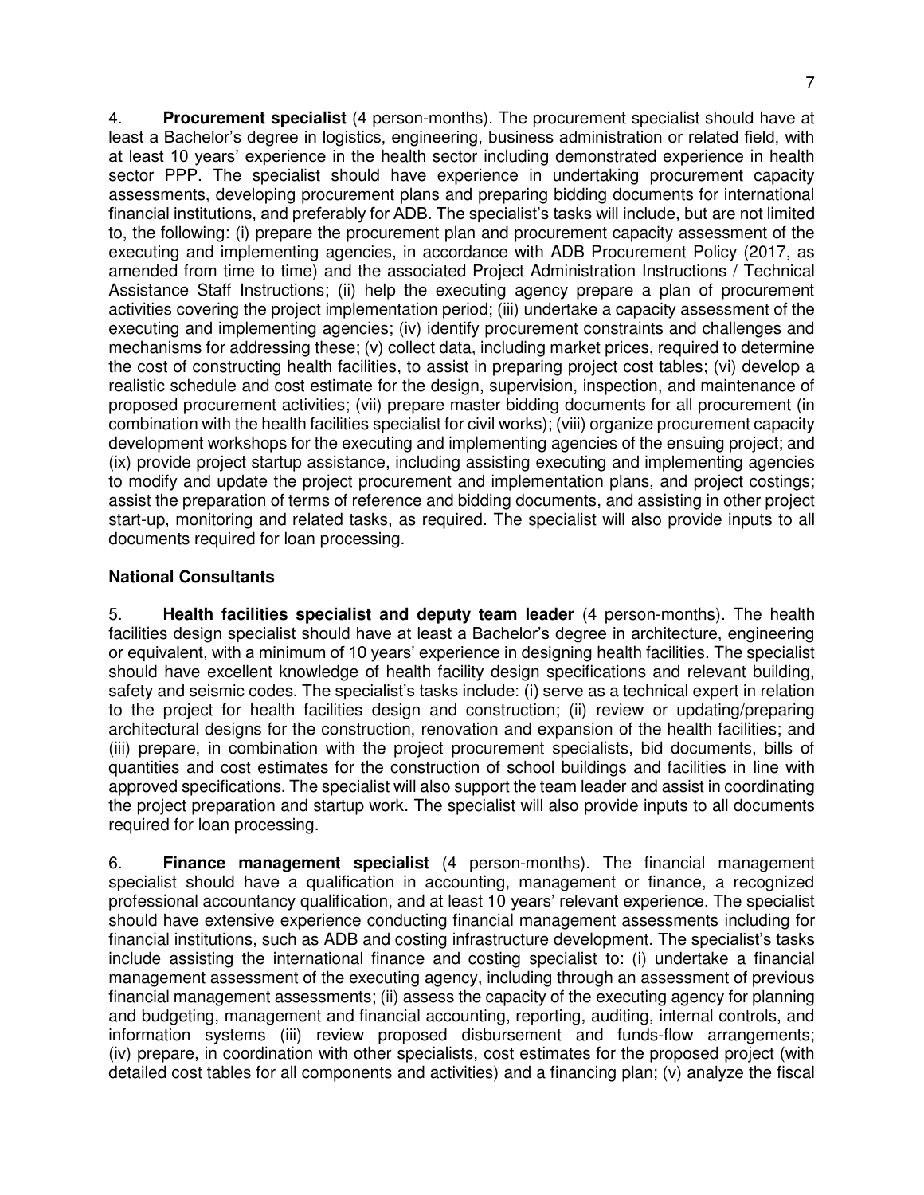4. **Procurement specialist** (4 person-months). The procurement specialist should have at least a Bachelor's degree in logistics, engineering, business administration or related field, with at least 10 years' experience in the health sector including demonstrated experience in health sector PPP. The specialist should have experience in undertaking procurement capacity assessments, developing procurement plans and preparing bidding documents for international financial institutions, and preferably for ADB. The specialist's tasks will include, but are not limited to, the following: (i) prepare the procurement plan and procurement capacity assessment of the executing and implementing agencies, in accordance with ADB Procurement Policy (2017, as amended from time to time) and the associated Project Administration Instructions / Technical Assistance Staff Instructions; (ii) help the executing agency prepare a plan of procurement activities covering the project implementation period; (iii) undertake a capacity assessment of the executing and implementing agencies; (iv) identify procurement constraints and challenges and mechanisms for addressing these; (v) collect data, including market prices, required to determine the cost of constructing health facilities, to assist in preparing project cost tables; (vi) develop a realistic schedule and cost estimate for the design, supervision, inspection, and maintenance of proposed procurement activities; (vii) prepare master bidding documents for all procurement (in combination with the health facilities specialist for civil works); (viii) organize procurement capacity development workshops for the executing and implementing agencies of the ensuing project; and (ix) provide project startup assistance, including assisting executing and implementing agencies to modify and update the project procurement and implementation plans, and project costings; assist the preparation of terms of reference and bidding documents, and assisting in other project start-up, monitoring and related tasks, as required. The specialist will also provide inputs to all documents required for loan processing.

**National Consultants**

5. **Health facilities specialist and deputy team leader** (4 person-months). The health facilities design specialist should have at least a Bachelor's degree in architecture, engineering or equivalent, with a minimum of 10 years' experience in designing health facilities. The specialist should have excellent knowledge of health facility design specifications and relevant building, safety and seismic codes. The specialist's tasks include: (i) serve as a technical expert in relation to the project for health facilities design and construction; (ii) review or updating/preparing architectural designs for the construction, renovation and expansion of the health facilities; and (iii) prepare, in combination with the project procurement specialists, bid documents, bills of quantities and cost estimates for the construction of school buildings and facilities in line with approved specifications. The specialist will also support the team leader and assist in coordinating the project preparation and startup work. The specialist will also provide inputs to all documents required for loan processing.

6. **Finance management specialist** (4 person-months). The financial management specialist should have a qualification in accounting, management or finance, a recognized professional accountancy qualification, and at least 10 years' relevant experience. The specialist should have extensive experience conducting financial management assessments including for financial institutions, such as ADB and costing infrastructure development. The specialist's tasks include assisting the international finance and costing specialist to: (i) undertake a financial management assessment of the executing agency, including through an assessment of previous financial management assessments; (ii) assess the capacity of the executing agency for planning and budgeting, management and financial accounting, reporting, auditing, internal controls, and information systems (iii) review proposed disbursement and funds-flow arrangements; (iv) prepare, in coordination with other specialists, cost estimates for the proposed project (with detailed cost tables for all components and activities) and a financing plan; (v) analyze the fiscal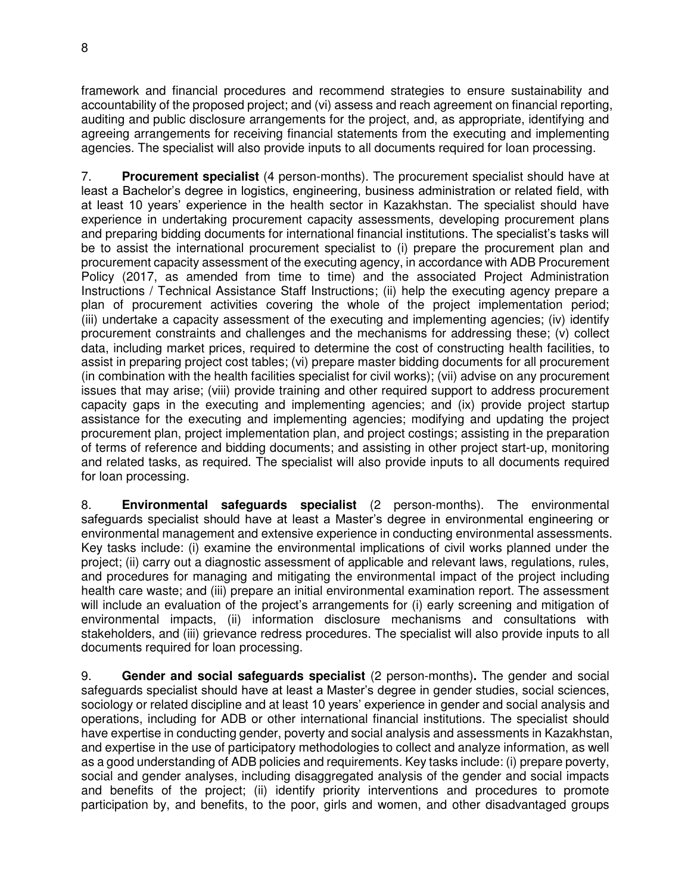framework and financial procedures and recommend strategies to ensure sustainability and accountability of the proposed project; and (vi) assess and reach agreement on financial reporting, auditing and public disclosure arrangements for the project, and, as appropriate, identifying and agreeing arrangements for receiving financial statements from the executing and implementing agencies. The specialist will also provide inputs to all documents required for loan processing.

7. **Procurement specialist** (4 person-months). The procurement specialist should have at least a Bachelor's degree in logistics, engineering, business administration or related field, with at least 10 years' experience in the health sector in Kazakhstan. The specialist should have experience in undertaking procurement capacity assessments, developing procurement plans and preparing bidding documents for international financial institutions. The specialist's tasks will be to assist the international procurement specialist to (i) prepare the procurement plan and procurement capacity assessment of the executing agency, in accordance with ADB Procurement Policy (2017, as amended from time to time) and the associated Project Administration Instructions / Technical Assistance Staff Instructions; (ii) help the executing agency prepare a plan of procurement activities covering the whole of the project implementation period; (iii) undertake a capacity assessment of the executing and implementing agencies; (iv) identify procurement constraints and challenges and the mechanisms for addressing these; (v) collect data, including market prices, required to determine the cost of constructing health facilities, to assist in preparing project cost tables; (vi) prepare master bidding documents for all procurement (in combination with the health facilities specialist for civil works); (vii) advise on any procurement issues that may arise; (viii) provide training and other required support to address procurement capacity gaps in the executing and implementing agencies; and (ix) provide project startup assistance for the executing and implementing agencies; modifying and updating the project procurement plan, project implementation plan, and project costings; assisting in the preparation of terms of reference and bidding documents; and assisting in other project start-up, monitoring and related tasks, as required. The specialist will also provide inputs to all documents required for loan processing.

8. **Environmental safeguards specialist** (2 person-months). The environmental safeguards specialist should have at least a Master's degree in environmental engineering or environmental management and extensive experience in conducting environmental assessments. Key tasks include: (i) examine the environmental implications of civil works planned under the project; (ii) carry out a diagnostic assessment of applicable and relevant laws, regulations, rules, and procedures for managing and mitigating the environmental impact of the project including health care waste; and (iii) prepare an initial environmental examination report. The assessment will include an evaluation of the project's arrangements for (i) early screening and mitigation of environmental impacts, (ii) information disclosure mechanisms and consultations with stakeholders, and (iii) grievance redress procedures. The specialist will also provide inputs to all documents required for loan processing.

9. **Gender and social safeguards specialist** (2 person-months)**.** The gender and social safeguards specialist should have at least a Master's degree in gender studies, social sciences, sociology or related discipline and at least 10 years' experience in gender and social analysis and operations, including for ADB or other international financial institutions. The specialist should have expertise in conducting gender, poverty and social analysis and assessments in Kazakhstan, and expertise in the use of participatory methodologies to collect and analyze information, as well as a good understanding of ADB policies and requirements. Key tasks include: (i) prepare poverty, social and gender analyses, including disaggregated analysis of the gender and social impacts and benefits of the project; (ii) identify priority interventions and procedures to promote participation by, and benefits, to the poor, girls and women, and other disadvantaged groups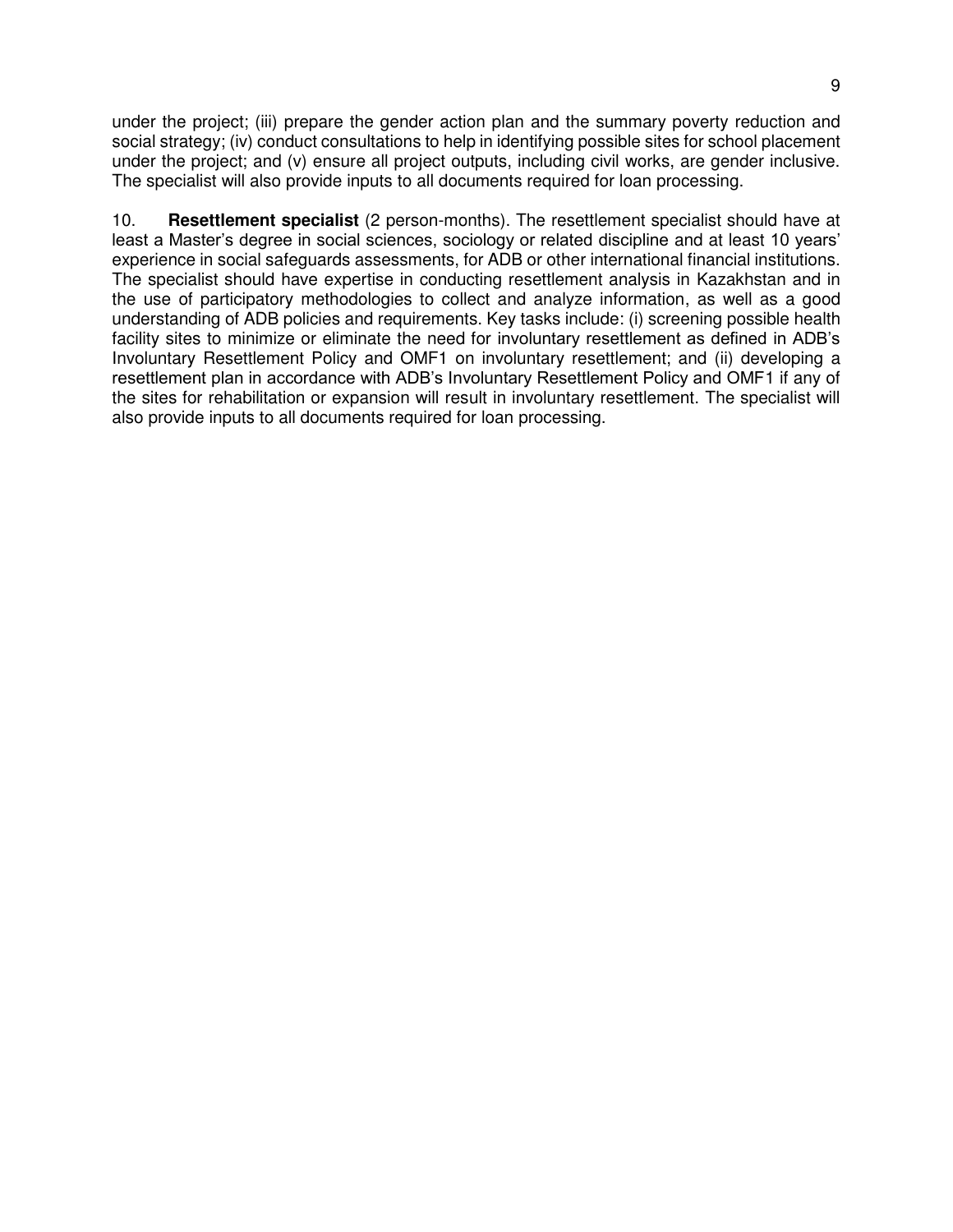under the project; (iii) prepare the gender action plan and the summary poverty reduction and social strategy; (iv) conduct consultations to help in identifying possible sites for school placement under the project; and (v) ensure all project outputs, including civil works, are gender inclusive. The specialist will also provide inputs to all documents required for loan processing.

10. **Resettlement specialist** (2 person-months). The resettlement specialist should have at least a Master's degree in social sciences, sociology or related discipline and at least 10 years' experience in social safeguards assessments, for ADB or other international financial institutions. The specialist should have expertise in conducting resettlement analysis in Kazakhstan and in the use of participatory methodologies to collect and analyze information, as well as a good understanding of ADB policies and requirements. Key tasks include: (i) screening possible health facility sites to minimize or eliminate the need for involuntary resettlement as defined in ADB's Involuntary Resettlement Policy and OMF1 on involuntary resettlement; and (ii) developing a resettlement plan in accordance with ADB's Involuntary Resettlement Policy and OMF1 if any of the sites for rehabilitation or expansion will result in involuntary resettlement. The specialist will also provide inputs to all documents required for loan processing.